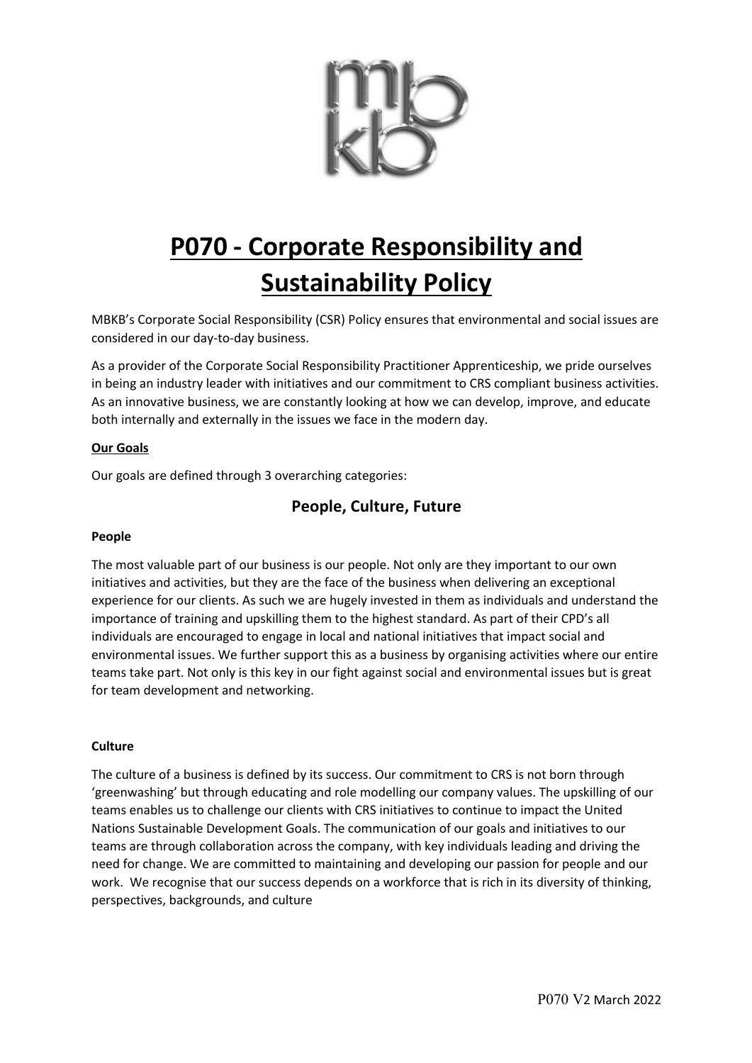# P070 - Corporate Responsibility and Sustainability Policy

MBKB's Corporate Social Responsibility (CSR) Policy ensures that environmental and social issues are considered in our day-to-day business.

As a provider of the Corporate Social Responsibility Practitioner Apprenticeship, we pride ourselves in being an industry leader with initiatives and our commitment to CRS compliant business activities. As an innovative business, we are constantly looking at how we can develop, improve, and educate both internally and externally in the issues we face in the modern day.

**Our Goals**

Our goals are defined through 3 overarching categories:

## People, Culture, Future

**People**

The most valuable part of our business is our people. Not only are they important to our own initiatives and activities, but they are the face of the business when delivering an exceptional experience for our clients. As such we are hugely invested in them as individuals and understand the importance of training and upskilling them to the highest standard. As part of their CPD's all individuals are encouraged to engage in local and national initiatives that impact social and environmental issues. We further support this as a business by organising activities where our entire teams take part. Not only is this key in our fight against social and environmental issues but is great for team development and networking.

**Culture**

The culture of a business is defined by its success. Our commitment to CRS is not born through 'greenwashing' but through educating and role modelling our company values. The upskilling of our teams enables us to challenge our clients with CRS initiatives to continue to impact the United Nations Sustainable Development Goals. The communication of our goals and initiatives to our teams are through collaboration across the company, with key individuals leading and driving the need for change. We are committed to maintaining and developing our passion for people and our work. We recognise that our success depends on a workforce that is rich in its diversity of thinking, perspectives, backgrounds, and culture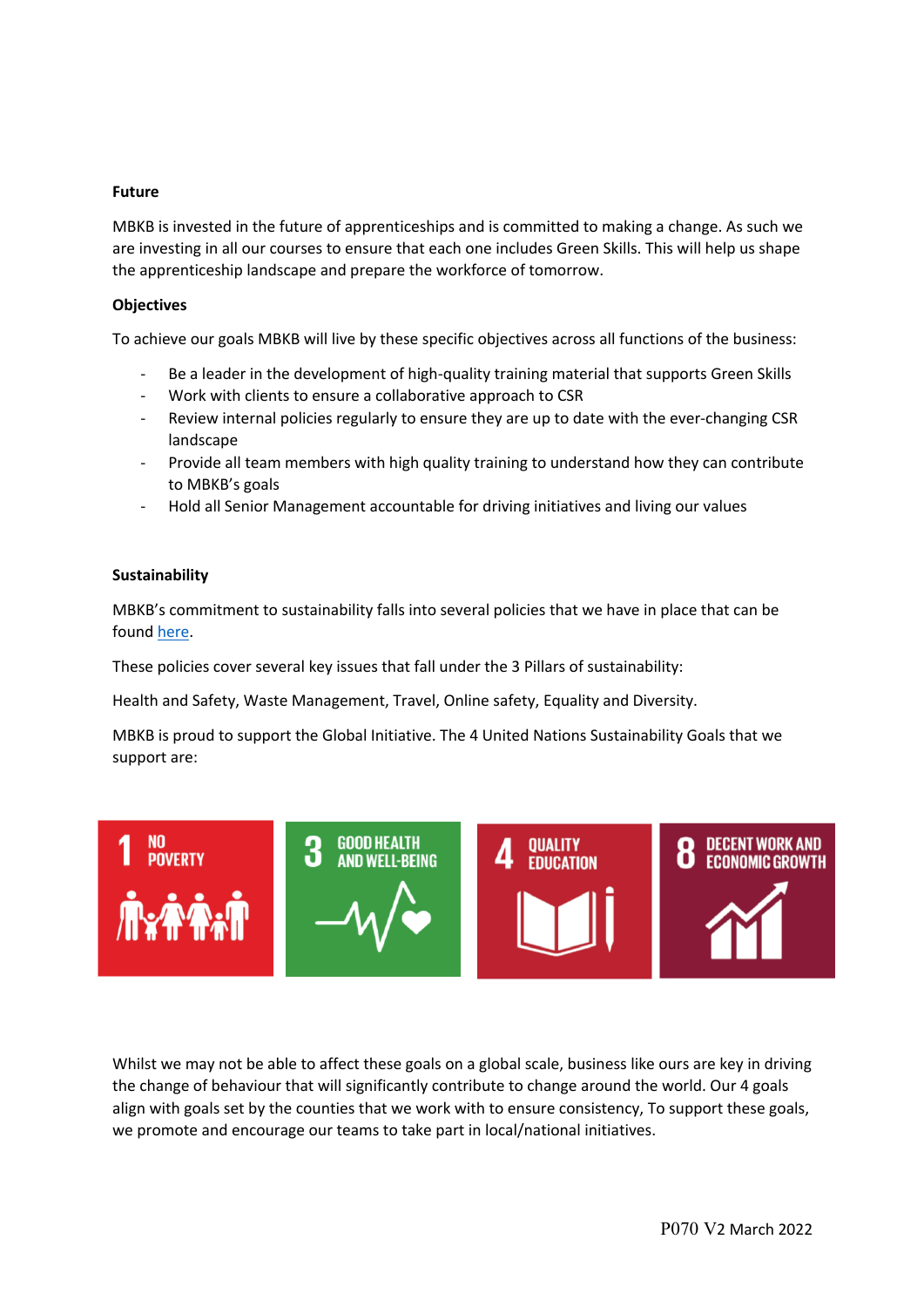**Future**

MBKB is invested in the future of apprenticeships and is committed to making a change. As such we are investing in all our courses to ensure that each one includes Green Skills. This will help us shape the apprenticeship landscape and prepare the workforce of tomorrow.

**Objectives**

To achieve our goals MBKB will live by these specific objectives across all functions of the business:

- Be a leader in the development of high-quality training material that supports Green Skills
- Work with clients to ensure a collaborative approach to CSR
- Review internal policies regularly to ensure they are up to date with the ever-changing CSR landscape
- Provide all team members with high quality training to understand how they can contribute to MBKB's goals
- Hold all Senior Management accountable for driving initiatives and living our values

**Sustainability**

MBKB's commitment to sustainability falls into several policies that we have in place that can be found here.

These policies cover several key issues that fall under the 3 Pillars of sustainability:

Health and Safety, Waste Management, Travel, Online safety, Equality and Diversity.

MBKB is proud to support the Global Initiative. The 4 United Nations Sustainability Goals that we support are:

Whilst we may not be able to affect these goals on a global scale, business like ours are key in driving the change of behaviour that will significantly contribute to change around the world. Our 4 goals align with goals set by the counties that we work with to ensure consistency, To support these goals, we promote and encourage our teams to take part in local/national initiatives.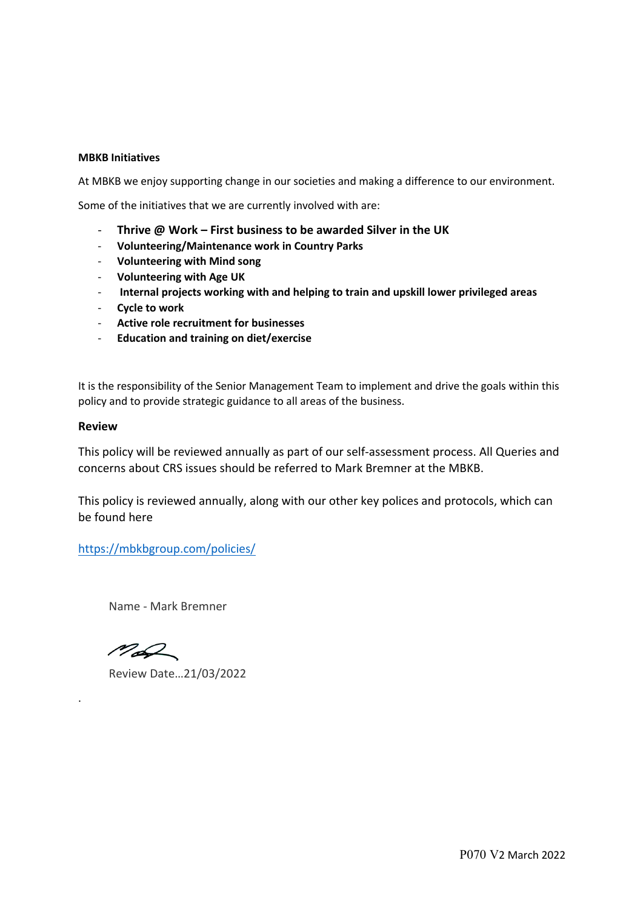**MBKB Initiatives**

At MBKB we enjoy supporting change in our societies and making a difference to our environment.

Some of the initiatives that we are currently involved with are:

- **Thrive @ Work – First business to be awarded Silver in the UK**
- **Volunteering/Maintenance work in Country Parks**
- **Volunteering with Mind song**
- **Volunteering with Age UK**
- **Internal projects working with and helping to train and upskill lower privileged areas**
- **Cycle to work**
- **Active role recruitment for businesses**
- **Education and training on diet/exercise**

It is the responsibility of the Senior Management Team to implement and drive the goals within this policy and to provide strategic guidance to all areas of the business.

## Review

This policy will be reviewed annually as part of our self-assessment process. All Queries and concerns about CRS issues should be referred to Mark Bremner at the MBKB.

This policy is reviewed annually, along with our other key polices and protocols, which can be found here

https://mbkbgroup.com/policies/

Name - Mark Bremner

Review Date…21/03/2022

.

P070 V2 March 2022